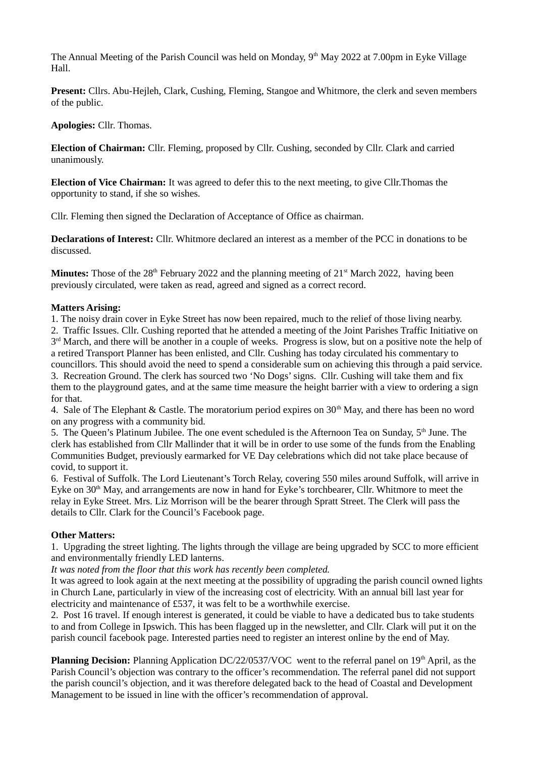The Annual Meeting of the Parish Council was held on Monday, 9th May 2022 at 7.00pm in Eyke Village Hall.

**Present:** Cllrs. Abu-Hejleh, Clark, Cushing, Fleming, Stangoe and Whitmore, the clerk and seven members of the public.

**Apologies:** Cllr. Thomas.

**Election of Chairman:** Cllr. Fleming, proposed by Cllr. Cushing, seconded by Cllr. Clark and carried unanimously.

**Election of Vice Chairman:** It was agreed to defer this to the next meeting, to give Cllr.Thomas the opportunity to stand, if she so wishes.

Cllr. Fleming then signed the Declaration of Acceptance of Office as chairman.

**Declarations of Interest:** Cllr. Whitmore declared an interest as a member of the PCC in donations to be discussed.

**Minutes:** Those of the 28th February 2022 and the planning meeting of 21st March 2022, having been previously circulated, were taken as read, agreed and signed as a correct record.

**Matters Arising:**

1. The noisy drain cover in Eyke Street has now been repaired, much to the relief of those living nearby.
2. Traffic Issues. Cllr. Cushing reported that he attended a meeting of the Joint Parishes Traffic Initiative on 3rd March, and there will be another in a couple of weeks. Progress is slow, but on a positive note the help of a retired Transport Planner has been enlisted, and Cllr. Cushing has today circulated his commentary to councillors. This should avoid the need to spend a considerable sum on achieving this through a paid service.
3. Recreation Ground. The clerk has sourced two 'No Dogs' signs. Cllr. Cushing will take them and fix them to the playground gates, and at the same time measure the height barrier with a view to ordering a sign for that.
4. Sale of The Elephant & Castle. The moratorium period expires on 30th May, and there has been no word on any progress with a community bid.
5. The Queen's Platinum Jubilee. The one event scheduled is the Afternoon Tea on Sunday, 5th June. The clerk has established from Cllr Mallinder that it will be in order to use some of the funds from the Enabling Communities Budget, previously earmarked for VE Day celebrations which did not take place because of covid, to support it.
6. Festival of Suffolk. The Lord Lieutenant's Torch Relay, covering 550 miles around Suffolk, will arrive in Eyke on 30th May, and arrangements are now in hand for Eyke's torchbearer, Cllr. Whitmore to meet the relay in Eyke Street. Mrs. Liz Morrison will be the bearer through Spratt Street. The Clerk will pass the details to Cllr. Clark for the Council's Facebook page.

**Other Matters:**

1. Upgrading the street lighting. The lights through the village are being upgraded by SCC to more efficient and environmentally friendly LED lanterns.
*It was noted from the floor that this work has recently been completed.*
It was agreed to look again at the next meeting at the possibility of upgrading the parish council owned lights in Church Lane, particularly in view of the increasing cost of electricity. With an annual bill last year for electricity and maintenance of £537, it was felt to be a worthwhile exercise.
2. Post 16 travel. If enough interest is generated, it could be viable to have a dedicated bus to take students to and from College in Ipswich. This has been flagged up in the newsletter, and Cllr. Clark will put it on the parish council facebook page. Interested parties need to register an interest online by the end of May.

**Planning Decision:** Planning Application DC/22/0537/VOC went to the referral panel on 19th April, as the Parish Council's objection was contrary to the officer's recommendation. The referral panel did not support the parish council's objection, and it was therefore delegated back to the head of Coastal and Development Management to be issued in line with the officer's recommendation of approval.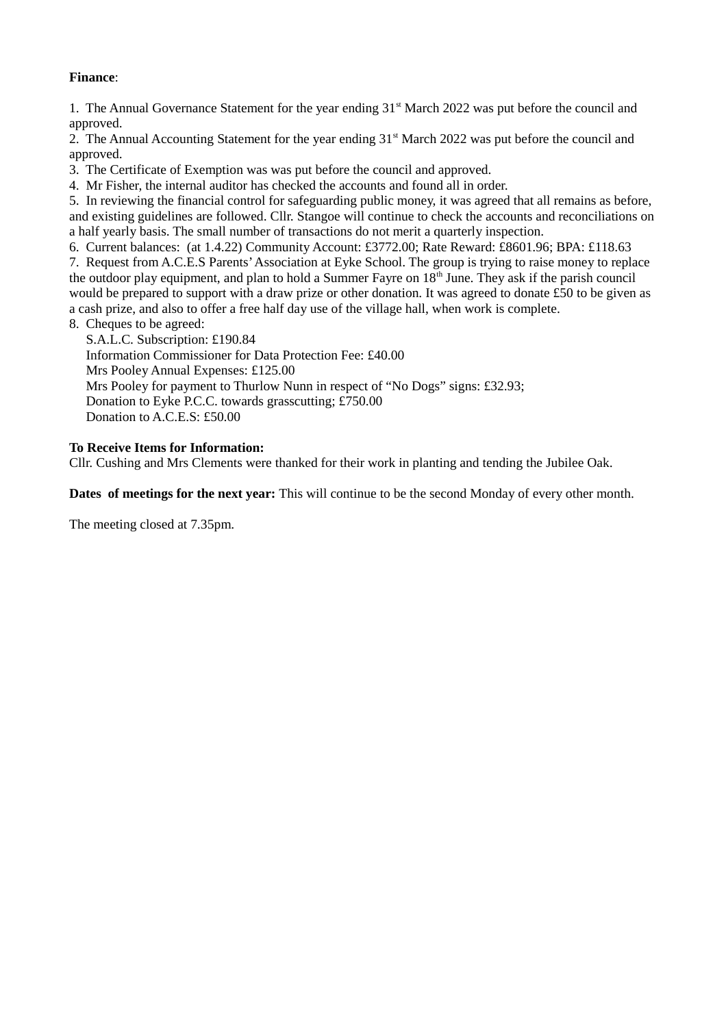**Finance**:

1. The Annual Governance Statement for the year ending 31st March 2022 was put before the council and approved.
2. The Annual Accounting Statement for the year ending 31st March 2022 was put before the council and approved.
3. The Certificate of Exemption was was put before the council and approved.
4. Mr Fisher, the internal auditor has checked the accounts and found all in order.
5. In reviewing the financial control for safeguarding public money, it was agreed that all remains as before, and existing guidelines are followed. Cllr. Stangoe will continue to check the accounts and reconciliations on a half yearly basis. The small number of transactions do not merit a quarterly inspection.
6. Current balances: (at 1.4.22) Community Account: £3772.00; Rate Reward: £8601.96; BPA: £118.63
7. Request from A.C.E.S Parents' Association at Eyke School. The group is trying to raise money to replace the outdoor play equipment, and plan to hold a Summer Fayre on 18th June. They ask if the parish council would be prepared to support with a draw prize or other donation. It was agreed to donate £50 to be given as a cash prize, and also to offer a free half day use of the village hall, when work is complete.
8. Cheques to be agreed:
   S.A.L.C. Subscription: £190.84
   Information Commissioner for Data Protection Fee: £40.00
   Mrs Pooley Annual Expenses: £125.00
   Mrs Pooley for payment to Thurlow Nunn in respect of "No Dogs" signs: £32.93;
   Donation to Eyke P.C.C. towards grasscutting; £750.00
   Donation to A.C.E.S: £50.00

**To Receive Items for Information:**
Cllr. Cushing and Mrs Clements were thanked for their work in planting and tending the Jubilee Oak.

**Dates of meetings for the next year:** This will continue to be the second Monday of every other month.

The meeting closed at 7.35pm.